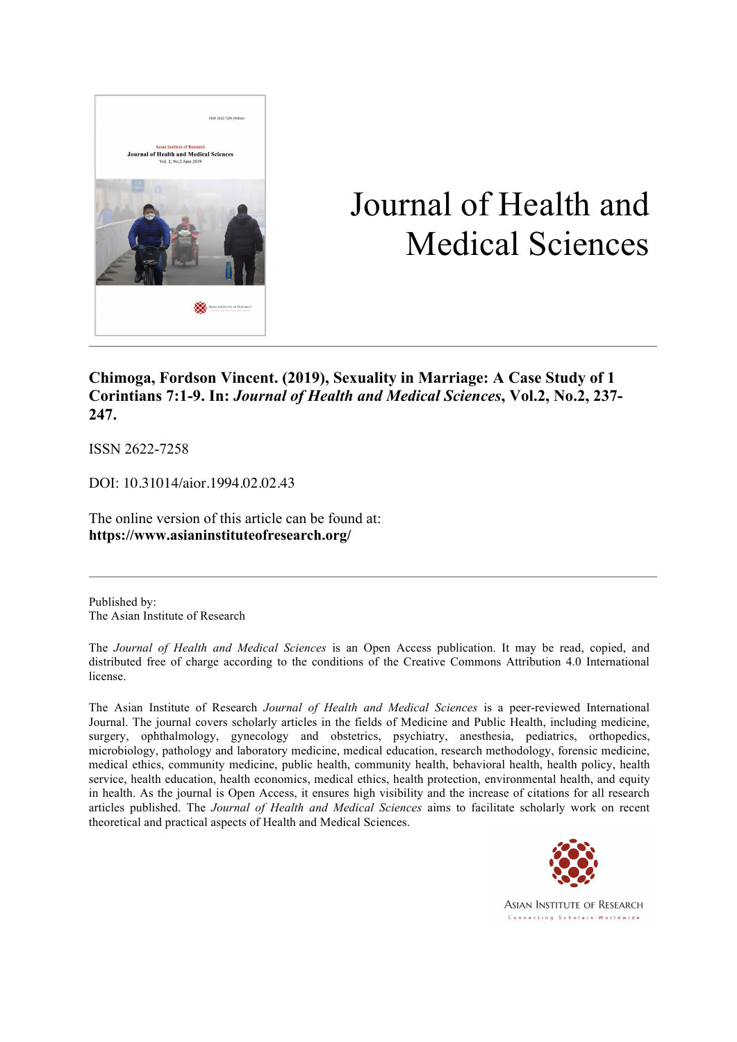# Journal of Health and Medical Sciences

**Chimoga, Fordson Vincent. (2019), Sexuality in Marriage: A Case Study of 1 Corintians 7:1-9. In: *Journal of Health and Medical Sciences*, Vol.2, No.2, 237-247.**

ISSN 2622-7258

DOI: 10.31014/aior.1994.02.02.43

The online version of this article can be found at:
**https://www.asianinstituteofresearch.org/**

---

Published by:
The Asian Institute of Research

The *Journal of Health and Medical Sciences* is an Open Access publication. It may be read, copied, and distributed free of charge according to the conditions of the Creative Commons Attribution 4.0 International license.

The Asian Institute of Research *Journal of Health and Medical Sciences* is a peer-reviewed International Journal. The journal covers scholarly articles in the fields of Medicine and Public Health, including medicine, surgery, ophthalmology, gynecology and obstetrics, psychiatry, anesthesia, pediatrics, orthopedics, microbiology, pathology and laboratory medicine, medical education, research methodology, forensic medicine, medical ethics, community medicine, public health, community health, behavioral health, health policy, health service, health education, health economics, medical ethics, health protection, environmental health, and equity in health. As the journal is Open Access, it ensures high visibility and the increase of citations for all research articles published. The *Journal of Health and Medical Sciences* aims to facilitate scholarly work on recent theoretical and practical aspects of Health and Medical Sciences.

ASIAN INSTITUTE OF RESEARCH
Connecting Scholars Worldwide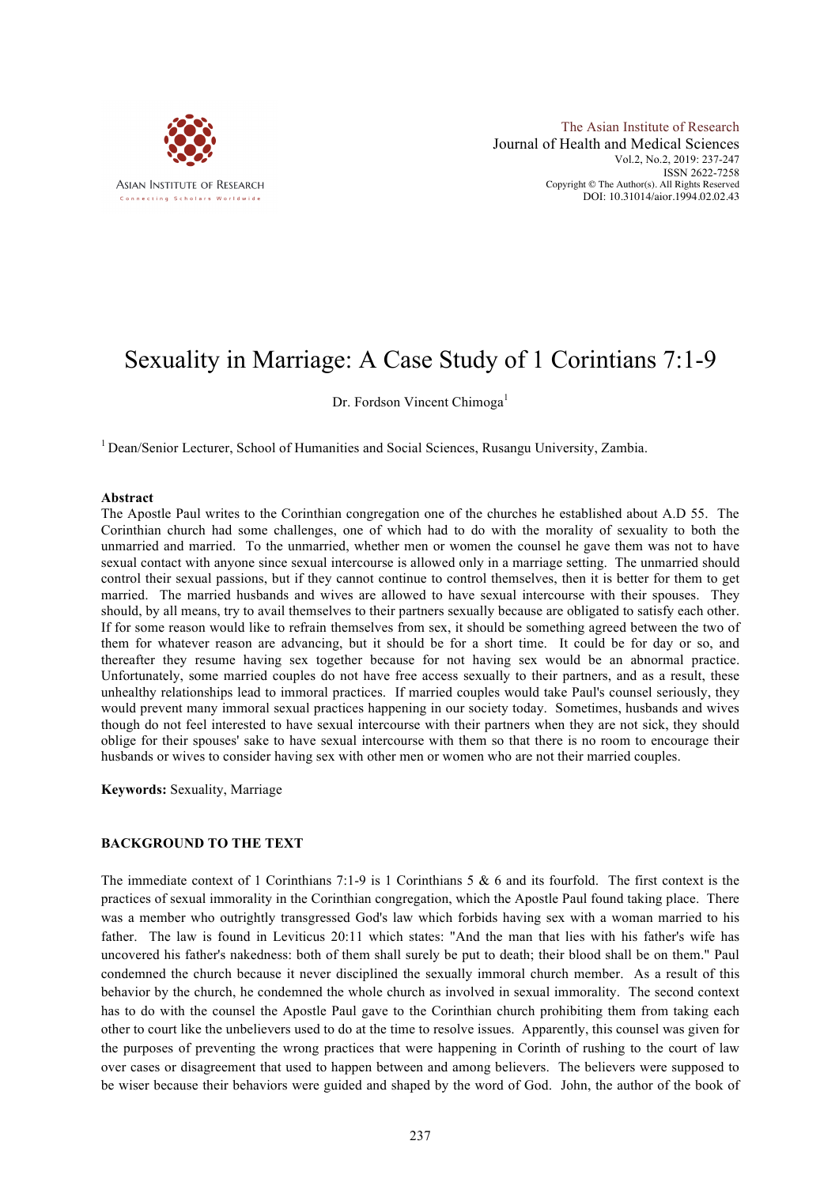# Sexuality in Marriage: A Case Study of 1 Corintians 7:1-9

Dr. Fordson Vincent Chimoga[1]

[1] Dean/Senior Lecturer, School of Humanities and Social Sciences, Rusangu University, Zambia.

**Abstract**

The Apostle Paul writes to the Corinthian congregation one of the churches he established about A.D 55. The Corinthian church had some challenges, one of which had to do with the morality of sexuality to both the unmarried and married. To the unmarried, whether men or women the counsel he gave them was not to have sexual contact with anyone since sexual intercourse is allowed only in a marriage setting. The unmarried should control their sexual passions, but if they cannot continue to control themselves, then it is better for them to get married. The married husbands and wives are allowed to have sexual intercourse with their spouses. They should, by all means, try to avail themselves to their partners sexually because are obligated to satisfy each other. If for some reason would like to refrain themselves from sex, it should be something agreed between the two of them for whatever reason are advancing, but it should be for a short time. It could be for day or so, and thereafter they resume having sex together because for not having sex would be an abnormal practice. Unfortunately, some married couples do not have free access sexually to their partners, and as a result, these unhealthy relationships lead to immoral practices. If married couples would take Paul's counsel seriously, they would prevent many immoral sexual practices happening in our society today. Sometimes, husbands and wives though do not feel interested to have sexual intercourse with their partners when they are not sick, they should oblige for their spouses' sake to have sexual intercourse with them so that there is no room to encourage their husbands or wives to consider having sex with other men or women who are not their married couples.

**Keywords:** Sexuality, Marriage

## BACKGROUND TO THE TEXT

The immediate context of 1 Corinthians 7:1-9 is 1 Corinthians 5 & 6 and its fourfold. The first context is the practices of sexual immorality in the Corinthian congregation, which the Apostle Paul found taking place. There was a member who outrightly transgressed God's law which forbids having sex with a woman married to his father. The law is found in Leviticus 20:11 which states: "And the man that lies with his father's wife has uncovered his father's nakedness: both of them shall surely be put to death; their blood shall be on them." Paul condemned the church because it never disciplined the sexually immoral church member. As a result of this behavior by the church, he condemned the whole church as involved in sexual immorality. The second context has to do with the counsel the Apostle Paul gave to the Corinthian church prohibiting them from taking each other to court like the unbelievers used to do at the time to resolve issues. Apparently, this counsel was given for the purposes of preventing the wrong practices that were happening in Corinth of rushing to the court of law over cases or disagreement that used to happen between and among believers. The believers were supposed to be wiser because their behaviors were guided and shaped by the word of God. John, the author of the book of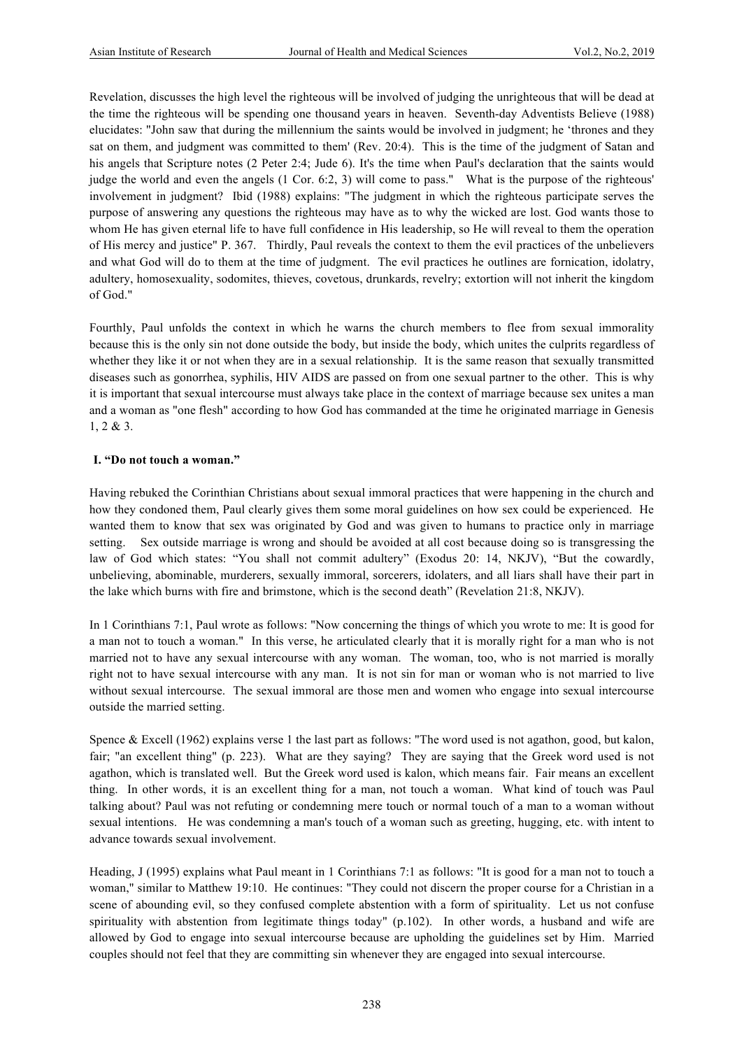Revelation, discusses the high level the righteous will be involved of judging the unrighteous that will be dead at the time the righteous will be spending one thousand years in heaven. Seventh-day Adventists Believe (1988) elucidates: "John saw that during the millennium the saints would be involved in judgment; he 'thrones and they sat on them, and judgment was committed to them' (Rev. 20:4). This is the time of the judgment of Satan and his angels that Scripture notes (2 Peter 2:4; Jude 6). It's the time when Paul's declaration that the saints would judge the world and even the angels (1 Cor. 6:2, 3) will come to pass." What is the purpose of the righteous' involvement in judgment? Ibid (1988) explains: "The judgment in which the righteous participate serves the purpose of answering any questions the righteous may have as to why the wicked are lost. God wants those to whom He has given eternal life to have full confidence in His leadership, so He will reveal to them the operation of His mercy and justice" P. 367. Thirdly, Paul reveals the context to them the evil practices of the unbelievers and what God will do to them at the time of judgment. The evil practices he outlines are fornication, idolatry, adultery, homosexuality, sodomites, thieves, covetous, drunkards, revelry; extortion will not inherit the kingdom of God."

Fourthly, Paul unfolds the context in which he warns the church members to flee from sexual immorality because this is the only sin not done outside the body, but inside the body, which unites the culprits regardless of whether they like it or not when they are in a sexual relationship. It is the same reason that sexually transmitted diseases such as gonorrhea, syphilis, HIV AIDS are passed on from one sexual partner to the other. This is why it is important that sexual intercourse must always take place in the context of marriage because sex unites a man and a woman as "one flesh" according to how God has commanded at the time he originated marriage in Genesis 1, 2 & 3.

### I. "Do not touch a woman."

Having rebuked the Corinthian Christians about sexual immoral practices that were happening in the church and how they condoned them, Paul clearly gives them some moral guidelines on how sex could be experienced. He wanted them to know that sex was originated by God and was given to humans to practice only in marriage setting. Sex outside marriage is wrong and should be avoided at all cost because doing so is transgressing the law of God which states: "You shall not commit adultery" (Exodus 20: 14, NKJV), "But the cowardly, unbelieving, abominable, murderers, sexually immoral, sorcerers, idolaters, and all liars shall have their part in the lake which burns with fire and brimstone, which is the second death" (Revelation 21:8, NKJV).

In 1 Corinthians 7:1, Paul wrote as follows: "Now concerning the things of which you wrote to me: It is good for a man not to touch a woman." In this verse, he articulated clearly that it is morally right for a man who is not married not to have any sexual intercourse with any woman. The woman, too, who is not married is morally right not to have sexual intercourse with any man. It is not sin for man or woman who is not married to live without sexual intercourse. The sexual immoral are those men and women who engage into sexual intercourse outside the married setting.

Spence & Excell (1962) explains verse 1 the last part as follows: "The word used is not agathon, good, but kalon, fair; "an excellent thing" (p. 223). What are they saying? They are saying that the Greek word used is not agathon, which is translated well. But the Greek word used is kalon, which means fair. Fair means an excellent thing. In other words, it is an excellent thing for a man, not touch a woman. What kind of touch was Paul talking about? Paul was not refuting or condemning mere touch or normal touch of a man to a woman without sexual intentions. He was condemning a man's touch of a woman such as greeting, hugging, etc. with intent to advance towards sexual involvement.

Heading, J (1995) explains what Paul meant in 1 Corinthians 7:1 as follows: "It is good for a man not to touch a woman," similar to Matthew 19:10. He continues: "They could not discern the proper course for a Christian in a scene of abounding evil, so they confused complete abstention with a form of spirituality. Let us not confuse spirituality with abstention from legitimate things today" (p.102). In other words, a husband and wife are allowed by God to engage into sexual intercourse because are upholding the guidelines set by Him. Married couples should not feel that they are committing sin whenever they are engaged into sexual intercourse.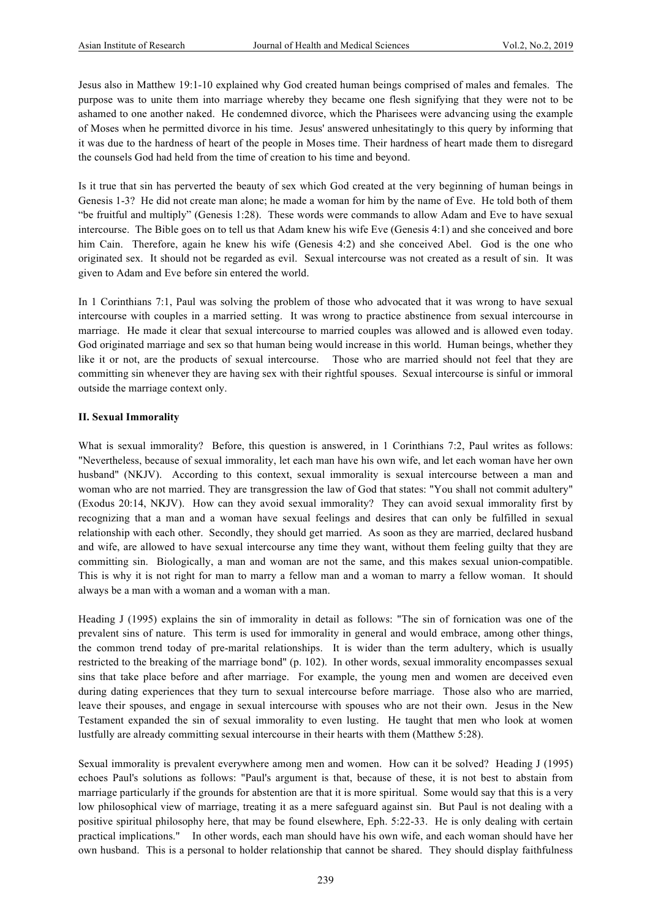Jesus also in Matthew 19:1-10 explained why God created human beings comprised of males and females. The purpose was to unite them into marriage whereby they became one flesh signifying that they were not to be ashamed to one another naked. He condemned divorce, which the Pharisees were advancing using the example of Moses when he permitted divorce in his time. Jesus' answered unhesitatingly to this query by informing that it was due to the hardness of heart of the people in Moses time. Their hardness of heart made them to disregard the counsels God had held from the time of creation to his time and beyond.

Is it true that sin has perverted the beauty of sex which God created at the very beginning of human beings in Genesis 1-3? He did not create man alone; he made a woman for him by the name of Eve. He told both of them "be fruitful and multiply" (Genesis 1:28). These words were commands to allow Adam and Eve to have sexual intercourse. The Bible goes on to tell us that Adam knew his wife Eve (Genesis 4:1) and she conceived and bore him Cain. Therefore, again he knew his wife (Genesis 4:2) and she conceived Abel. God is the one who originated sex. It should not be regarded as evil. Sexual intercourse was not created as a result of sin. It was given to Adam and Eve before sin entered the world.

In 1 Corinthians 7:1, Paul was solving the problem of those who advocated that it was wrong to have sexual intercourse with couples in a married setting. It was wrong to practice abstinence from sexual intercourse in marriage. He made it clear that sexual intercourse to married couples was allowed and is allowed even today. God originated marriage and sex so that human being would increase in this world. Human beings, whether they like it or not, are the products of sexual intercourse. Those who are married should not feel that they are committing sin whenever they are having sex with their rightful spouses. Sexual intercourse is sinful or immoral outside the marriage context only.

**II. Sexual Immorality**

What is sexual immorality? Before, this question is answered, in 1 Corinthians 7:2, Paul writes as follows: "Nevertheless, because of sexual immorality, let each man have his own wife, and let each woman have her own husband" (NKJV). According to this context, sexual immorality is sexual intercourse between a man and woman who are not married. They are transgression the law of God that states: "You shall not commit adultery" (Exodus 20:14, NKJV). How can they avoid sexual immorality? They can avoid sexual immorality first by recognizing that a man and a woman have sexual feelings and desires that can only be fulfilled in sexual relationship with each other. Secondly, they should get married. As soon as they are married, declared husband and wife, are allowed to have sexual intercourse any time they want, without them feeling guilty that they are committing sin. Biologically, a man and woman are not the same, and this makes sexual union-compatible. This is why it is not right for man to marry a fellow man and a woman to marry a fellow woman. It should always be a man with a woman and a woman with a man.

Heading J (1995) explains the sin of immorality in detail as follows: "The sin of fornication was one of the prevalent sins of nature. This term is used for immorality in general and would embrace, among other things, the common trend today of pre-marital relationships. It is wider than the term adultery, which is usually restricted to the breaking of the marriage bond" (p. 102). In other words, sexual immorality encompasses sexual sins that take place before and after marriage. For example, the young men and women are deceived even during dating experiences that they turn to sexual intercourse before marriage. Those also who are married, leave their spouses, and engage in sexual intercourse with spouses who are not their own. Jesus in the New Testament expanded the sin of sexual immorality to even lusting. He taught that men who look at women lustfully are already committing sexual intercourse in their hearts with them (Matthew 5:28).

Sexual immorality is prevalent everywhere among men and women. How can it be solved? Heading J (1995) echoes Paul's solutions as follows: "Paul's argument is that, because of these, it is not best to abstain from marriage particularly if the grounds for abstention are that it is more spiritual. Some would say that this is a very low philosophical view of marriage, treating it as a mere safeguard against sin. But Paul is not dealing with a positive spiritual philosophy here, that may be found elsewhere, Eph. 5:22-33. He is only dealing with certain practical implications." In other words, each man should have his own wife, and each woman should have her own husband. This is a personal to holder relationship that cannot be shared. They should display faithfulness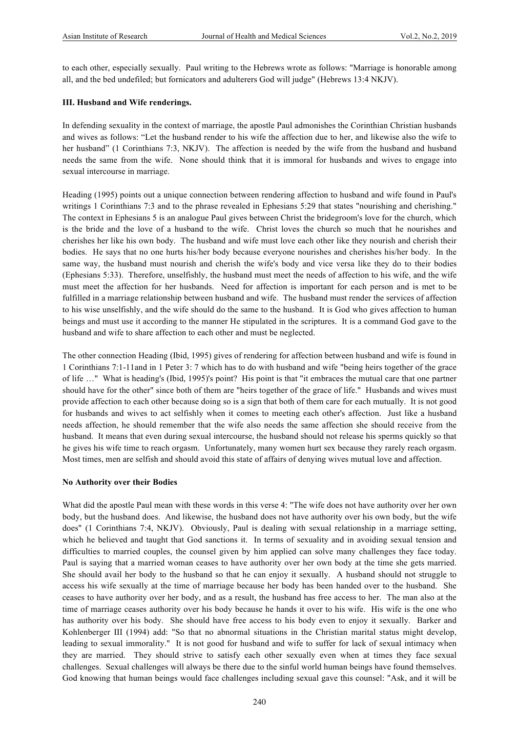to each other, especially sexually. Paul writing to the Hebrews wrote as follows: "Marriage is honorable among all, and the bed undefiled; but fornicators and adulterers God will judge" (Hebrews 13:4 NKJV).

### III. Husband and Wife renderings.

In defending sexuality in the context of marriage, the apostle Paul admonishes the Corinthian Christian husbands and wives as follows: "Let the husband render to his wife the affection due to her, and likewise also the wife to her husband" (1 Corinthians 7:3, NKJV). The affection is needed by the wife from the husband and husband needs the same from the wife. None should think that it is immoral for husbands and wives to engage into sexual intercourse in marriage.

Heading (1995) points out a unique connection between rendering affection to husband and wife found in Paul's writings 1 Corinthians 7:3 and to the phrase revealed in Ephesians 5:29 that states "nourishing and cherishing." The context in Ephesians 5 is an analogue Paul gives between Christ the bridegroom's love for the church, which is the bride and the love of a husband to the wife. Christ loves the church so much that he nourishes and cherishes her like his own body. The husband and wife must love each other like they nourish and cherish their bodies. He says that no one hurts his/her body because everyone nourishes and cherishes his/her body. In the same way, the husband must nourish and cherish the wife's body and vice versa like they do to their bodies (Ephesians 5:33). Therefore, unselfishly, the husband must meet the needs of affection to his wife, and the wife must meet the affection for her husbands. Need for affection is important for each person and is met to be fulfilled in a marriage relationship between husband and wife. The husband must render the services of affection to his wise unselfishly, and the wife should do the same to the husband. It is God who gives affection to human beings and must use it according to the manner He stipulated in the scriptures. It is a command God gave to the husband and wife to share affection to each other and must be neglected.

The other connection Heading (Ibid, 1995) gives of rendering for affection between husband and wife is found in 1 Corinthians 7:1-11and in 1 Peter 3: 7 which has to do with husband and wife "being heirs together of the grace of life …" What is heading's (Ibid, 1995)'s point? His point is that "it embraces the mutual care that one partner should have for the other" since both of them are "heirs together of the grace of life." Husbands and wives must provide affection to each other because doing so is a sign that both of them care for each mutually. It is not good for husbands and wives to act selfishly when it comes to meeting each other's affection. Just like a husband needs affection, he should remember that the wife also needs the same affection she should receive from the husband. It means that even during sexual intercourse, the husband should not release his sperms quickly so that he gives his wife time to reach orgasm. Unfortunately, many women hurt sex because they rarely reach orgasm. Most times, men are selfish and should avoid this state of affairs of denying wives mutual love and affection.

### No Authority over their Bodies

What did the apostle Paul mean with these words in this verse 4: "The wife does not have authority over her own body, but the husband does. And likewise, the husband does not have authority over his own body, but the wife does" (1 Corinthians 7:4, NKJV). Obviously, Paul is dealing with sexual relationship in a marriage setting, which he believed and taught that God sanctions it. In terms of sexuality and in avoiding sexual tension and difficulties to married couples, the counsel given by him applied can solve many challenges they face today. Paul is saying that a married woman ceases to have authority over her own body at the time she gets married. She should avail her body to the husband so that he can enjoy it sexually. A husband should not struggle to access his wife sexually at the time of marriage because her body has been handed over to the husband. She ceases to have authority over her body, and as a result, the husband has free access to her. The man also at the time of marriage ceases authority over his body because he hands it over to his wife. His wife is the one who has authority over his body. She should have free access to his body even to enjoy it sexually. Barker and Kohlenberger III (1994) add: "So that no abnormal situations in the Christian marital status might develop, leading to sexual immorality." It is not good for husband and wife to suffer for lack of sexual intimacy when they are married. They should strive to satisfy each other sexually even when at times they face sexual challenges. Sexual challenges will always be there due to the sinful world human beings have found themselves. God knowing that human beings would face challenges including sexual gave this counsel: "Ask, and it will be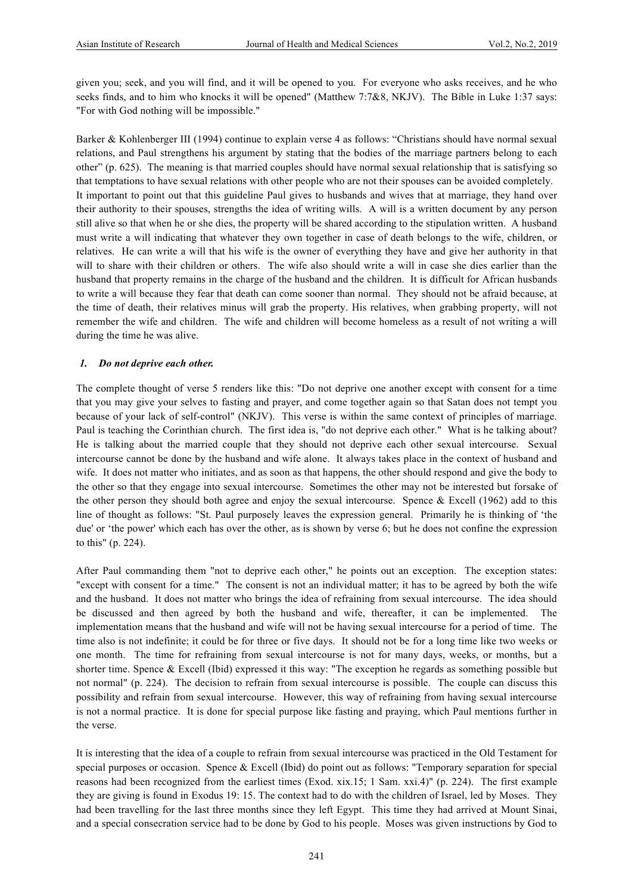given you; seek, and you will find, and it will be opened to you. For everyone who asks receives, and he who seeks finds, and to him who knocks it will be opened" (Matthew 7:7&8, NKJV). The Bible in Luke 1:37 says: "For with God nothing will be impossible."

Barker & Kohlenberger III (1994) continue to explain verse 4 as follows: "Christians should have normal sexual relations, and Paul strengthens his argument by stating that the bodies of the marriage partners belong to each other" (p. 625). The meaning is that married couples should have normal sexual relationship that is satisfying so that temptations to have sexual relations with other people who are not their spouses can be avoided completely. It important to point out that this guideline Paul gives to husbands and wives that at marriage, they hand over their authority to their spouses, strengths the idea of writing wills. A will is a written document by any person still alive so that when he or she dies, the property will be shared according to the stipulation written. A husband must write a will indicating that whatever they own together in case of death belongs to the wife, children, or relatives. He can write a will that his wife is the owner of everything they have and give her authority in that will to share with their children or others. The wife also should write a will in case she dies earlier than the husband that property remains in the charge of the husband and the children. It is difficult for African husbands to write a will because they fear that death can come sooner than normal. They should not be afraid because, at the time of death, their relatives minus will grab the property. His relatives, when grabbing property, will not remember the wife and children. The wife and children will become homeless as a result of not writing a will during the time he was alive.

***1. Do not deprive each other.***

The complete thought of verse 5 renders like this: "Do not deprive one another except with consent for a time that you may give your selves to fasting and prayer, and come together again so that Satan does not tempt you because of your lack of self-control" (NKJV). This verse is within the same context of principles of marriage. Paul is teaching the Corinthian church. The first idea is, "do not deprive each other." What is he talking about? He is talking about the married couple that they should not deprive each other sexual intercourse. Sexual intercourse cannot be done by the husband and wife alone. It always takes place in the context of husband and wife. It does not matter who initiates, and as soon as that happens, the other should respond and give the body to the other so that they engage into sexual intercourse. Sometimes the other may not be interested but forsake of the other person they should both agree and enjoy the sexual intercourse. Spence & Excell (1962) add to this line of thought as follows: "St. Paul purposely leaves the expression general. Primarily he is thinking of 'the due' or 'the power' which each has over the other, as is shown by verse 6; but he does not confine the expression to this" (p. 224).

After Paul commanding them "not to deprive each other," he points out an exception. The exception states: "except with consent for a time." The consent is not an individual matter; it has to be agreed by both the wife and the husband. It does not matter who brings the idea of refraining from sexual intercourse. The idea should be discussed and then agreed by both the husband and wife, thereafter, it can be implemented. The implementation means that the husband and wife will not be having sexual intercourse for a period of time. The time also is not indefinite; it could be for three or five days. It should not be for a long time like two weeks or one month. The time for refraining from sexual intercourse is not for many days, weeks, or months, but a shorter time. Spence & Excell (Ibid) expressed it this way: "The exception he regards as something possible but not normal" (p. 224). The decision to refrain from sexual intercourse is possible. The couple can discuss this possibility and refrain from sexual intercourse. However, this way of refraining from having sexual intercourse is not a normal practice. It is done for special purpose like fasting and praying, which Paul mentions further in the verse.

It is interesting that the idea of a couple to refrain from sexual intercourse was practiced in the Old Testament for special purposes or occasion. Spence & Excell (Ibid) do point out as follows: "Temporary separation for special reasons had been recognized from the earliest times (Exod. xix.15; 1 Sam. xxi.4)" (p. 224). The first example they are giving is found in Exodus 19: 15. The context had to do with the children of Israel, led by Moses. They had been travelling for the last three months since they left Egypt. This time they had arrived at Mount Sinai, and a special consecration service had to be done by God to his people. Moses was given instructions by God to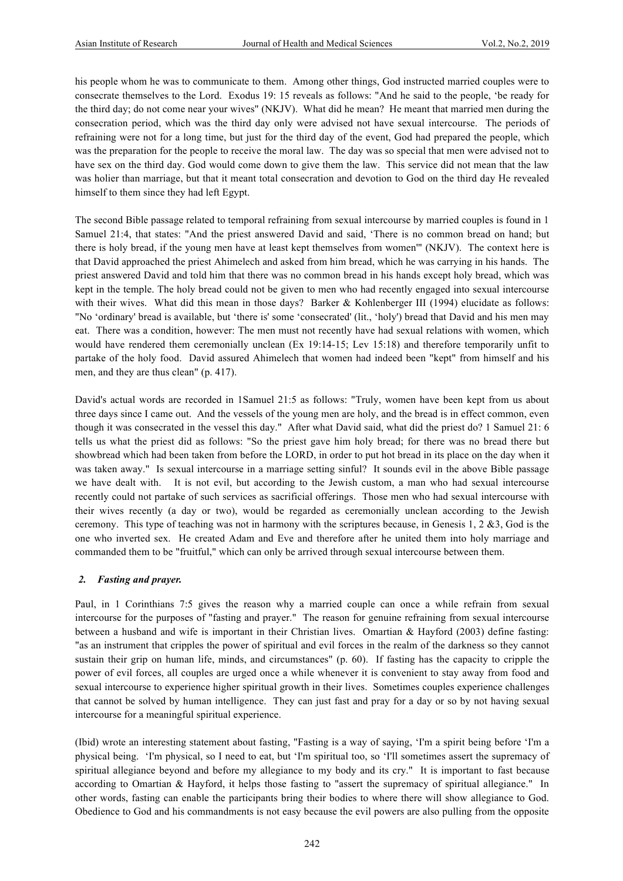his people whom he was to communicate to them. Among other things, God instructed married couples were to consecrate themselves to the Lord. Exodus 19: 15 reveals as follows: "And he said to the people, 'be ready for the third day; do not come near your wives" (NKJV). What did he mean? He meant that married men during the consecration period, which was the third day only were advised not have sexual intercourse. The periods of refraining were not for a long time, but just for the third day of the event, God had prepared the people, which was the preparation for the people to receive the moral law. The day was so special that men were advised not to have sex on the third day. God would come down to give them the law. This service did not mean that the law was holier than marriage, but that it meant total consecration and devotion to God on the third day He revealed himself to them since they had left Egypt.

The second Bible passage related to temporal refraining from sexual intercourse by married couples is found in 1 Samuel 21:4, that states: "And the priest answered David and said, 'There is no common bread on hand; but there is holy bread, if the young men have at least kept themselves from women'" (NKJV). The context here is that David approached the priest Ahimelech and asked from him bread, which he was carrying in his hands. The priest answered David and told him that there was no common bread in his hands except holy bread, which was kept in the temple. The holy bread could not be given to men who had recently engaged into sexual intercourse with their wives. What did this mean in those days? Barker & Kohlenberger III (1994) elucidate as follows: "No 'ordinary' bread is available, but 'there is' some 'consecrated' (lit., 'holy') bread that David and his men may eat. There was a condition, however: The men must not recently have had sexual relations with women, which would have rendered them ceremonially unclean (Ex 19:14-15; Lev 15:18) and therefore temporarily unfit to partake of the holy food. David assured Ahimelech that women had indeed been "kept" from himself and his men, and they are thus clean" (p. 417).

David's actual words are recorded in 1Samuel 21:5 as follows: "Truly, women have been kept from us about three days since I came out. And the vessels of the young men are holy, and the bread is in effect common, even though it was consecrated in the vessel this day." After what David said, what did the priest do? 1 Samuel 21: 6 tells us what the priest did as follows: "So the priest gave him holy bread; for there was no bread there but showbread which had been taken from before the LORD, in order to put hot bread in its place on the day when it was taken away." Is sexual intercourse in a marriage setting sinful? It sounds evil in the above Bible passage we have dealt with. It is not evil, but according to the Jewish custom, a man who had sexual intercourse recently could not partake of such services as sacrificial offerings. Those men who had sexual intercourse with their wives recently (a day or two), would be regarded as ceremonially unclean according to the Jewish ceremony. This type of teaching was not in harmony with the scriptures because, in Genesis 1, 2 &3, God is the one who inverted sex. He created Adam and Eve and therefore after he united them into holy marriage and commanded them to be "fruitful," which can only be arrived through sexual intercourse between them.

***2. Fasting and prayer.***

Paul, in 1 Corinthians 7:5 gives the reason why a married couple can once a while refrain from sexual intercourse for the purposes of "fasting and prayer." The reason for genuine refraining from sexual intercourse between a husband and wife is important in their Christian lives. Omartian & Hayford (2003) define fasting: "as an instrument that cripples the power of spiritual and evil forces in the realm of the darkness so they cannot sustain their grip on human life, minds, and circumstances" (p. 60). If fasting has the capacity to cripple the power of evil forces, all couples are urged once a while whenever it is convenient to stay away from food and sexual intercourse to experience higher spiritual growth in their lives. Sometimes couples experience challenges that cannot be solved by human intelligence. They can just fast and pray for a day or so by not having sexual intercourse for a meaningful spiritual experience.

(Ibid) wrote an interesting statement about fasting, "Fasting is a way of saying, 'I'm a spirit being before 'I'm a physical being. 'I'm physical, so I need to eat, but 'I'm spiritual too, so 'I'll sometimes assert the supremacy of spiritual allegiance beyond and before my allegiance to my body and its cry." It is important to fast because according to Omartian & Hayford, it helps those fasting to "assert the supremacy of spiritual allegiance." In other words, fasting can enable the participants bring their bodies to where there will show allegiance to God. Obedience to God and his commandments is not easy because the evil powers are also pulling from the opposite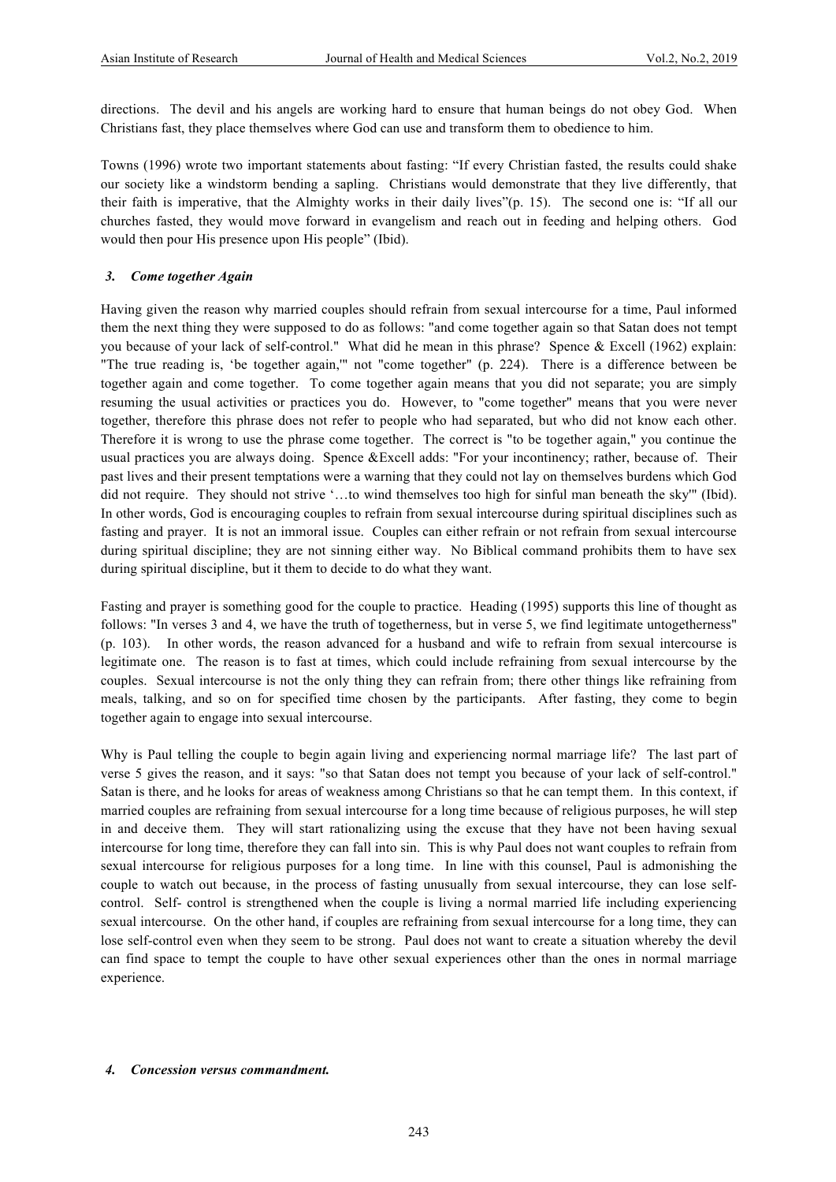directions. The devil and his angels are working hard to ensure that human beings do not obey God. When Christians fast, they place themselves where God can use and transform them to obedience to him.

Towns (1996) wrote two important statements about fasting: "If every Christian fasted, the results could shake our society like a windstorm bending a sapling. Christians would demonstrate that they live differently, that their faith is imperative, that the Almighty works in their daily lives"(p. 15). The second one is: "If all our churches fasted, they would move forward in evangelism and reach out in feeding and helping others. God would then pour His presence upon His people" (Ibid).

### *3. Come together Again*

Having given the reason why married couples should refrain from sexual intercourse for a time, Paul informed them the next thing they were supposed to do as follows: "and come together again so that Satan does not tempt you because of your lack of self-control." What did he mean in this phrase? Spence & Excell (1962) explain: "The true reading is, 'be together again,'" not "come together" (p. 224). There is a difference between be together again and come together. To come together again means that you did not separate; you are simply resuming the usual activities or practices you do. However, to "come together" means that you were never together, therefore this phrase does not refer to people who had separated, but who did not know each other. Therefore it is wrong to use the phrase come together. The correct is "to be together again," you continue the usual practices you are always doing. Spence &Excell adds: "For your incontinency; rather, because of. Their past lives and their present temptations were a warning that they could not lay on themselves burdens which God did not require. They should not strive '…to wind themselves too high for sinful man beneath the sky'" (Ibid). In other words, God is encouraging couples to refrain from sexual intercourse during spiritual disciplines such as fasting and prayer. It is not an immoral issue. Couples can either refrain or not refrain from sexual intercourse during spiritual discipline; they are not sinning either way. No Biblical command prohibits them to have sex during spiritual discipline, but it them to decide to do what they want.

Fasting and prayer is something good for the couple to practice. Heading (1995) supports this line of thought as follows: "In verses 3 and 4, we have the truth of togetherness, but in verse 5, we find legitimate untogetherness" (p. 103). In other words, the reason advanced for a husband and wife to refrain from sexual intercourse is legitimate one. The reason is to fast at times, which could include refraining from sexual intercourse by the couples. Sexual intercourse is not the only thing they can refrain from; there other things like refraining from meals, talking, and so on for specified time chosen by the participants. After fasting, they come to begin together again to engage into sexual intercourse.

Why is Paul telling the couple to begin again living and experiencing normal marriage life? The last part of verse 5 gives the reason, and it says: "so that Satan does not tempt you because of your lack of self-control." Satan is there, and he looks for areas of weakness among Christians so that he can tempt them. In this context, if married couples are refraining from sexual intercourse for a long time because of religious purposes, he will step in and deceive them. They will start rationalizing using the excuse that they have not been having sexual intercourse for long time, therefore they can fall into sin. This is why Paul does not want couples to refrain from sexual intercourse for religious purposes for a long time. In line with this counsel, Paul is admonishing the couple to watch out because, in the process of fasting unusually from sexual intercourse, they can lose self-control. Self- control is strengthened when the couple is living a normal married life including experiencing sexual intercourse. On the other hand, if couples are refraining from sexual intercourse for a long time, they can lose self-control even when they seem to be strong. Paul does not want to create a situation whereby the devil can find space to tempt the couple to have other sexual experiences other than the ones in normal marriage experience.

### *4. Concession versus commandment.*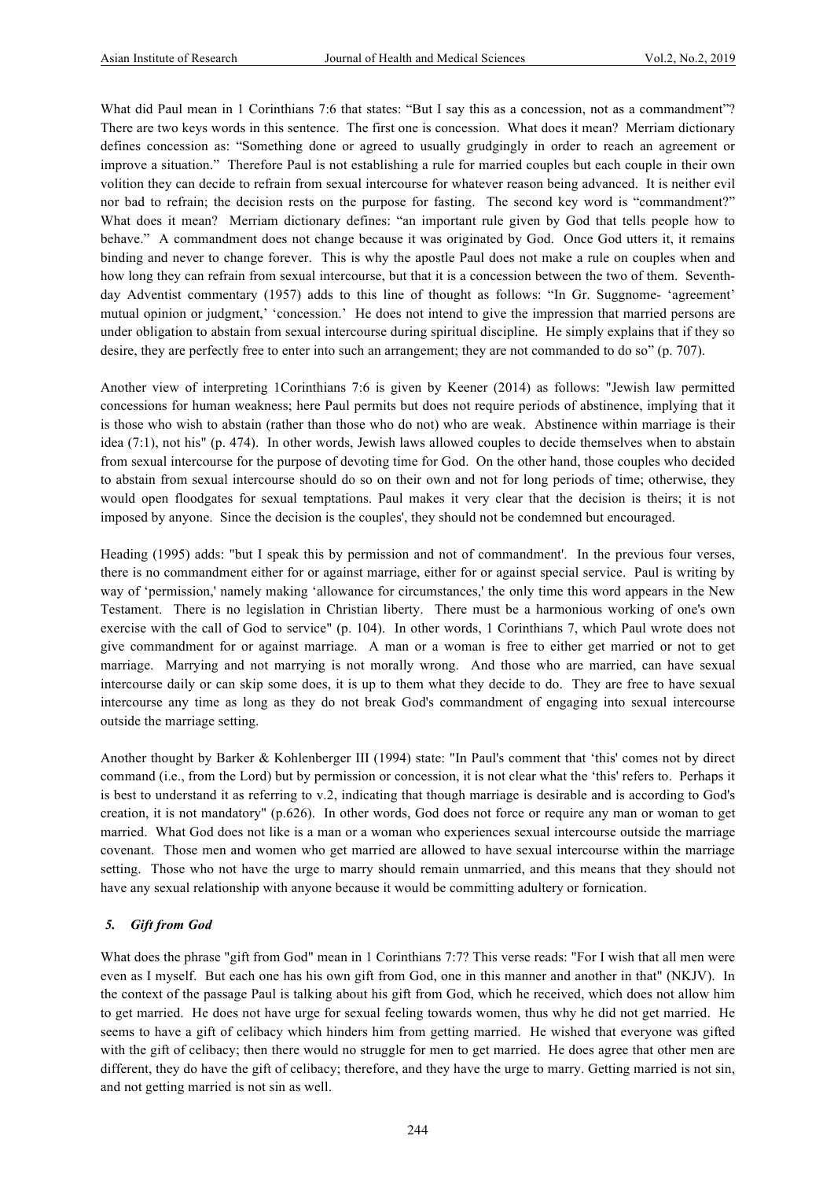What did Paul mean in 1 Corinthians 7:6 that states: "But I say this as a concession, not as a commandment"? There are two keys words in this sentence. The first one is concession. What does it mean? Merriam dictionary defines concession as: "Something done or agreed to usually grudgingly in order to reach an agreement or improve a situation." Therefore Paul is not establishing a rule for married couples but each couple in their own volition they can decide to refrain from sexual intercourse for whatever reason being advanced. It is neither evil nor bad to refrain; the decision rests on the purpose for fasting. The second key word is "commandment?" What does it mean? Merriam dictionary defines: "an important rule given by God that tells people how to behave." A commandment does not change because it was originated by God. Once God utters it, it remains binding and never to change forever. This is why the apostle Paul does not make a rule on couples when and how long they can refrain from sexual intercourse, but that it is a concession between the two of them. Seventh-day Adventist commentary (1957) adds to this line of thought as follows: "In Gr. Suggnome- 'agreement' mutual opinion or judgment,' 'concession.' He does not intend to give the impression that married persons are under obligation to abstain from sexual intercourse during spiritual discipline. He simply explains that if they so desire, they are perfectly free to enter into such an arrangement; they are not commanded to do so" (p. 707).

Another view of interpreting 1Corinthians 7:6 is given by Keener (2014) as follows: "Jewish law permitted concessions for human weakness; here Paul permits but does not require periods of abstinence, implying that it is those who wish to abstain (rather than those who do not) who are weak. Abstinence within marriage is their idea (7:1), not his" (p. 474). In other words, Jewish laws allowed couples to decide themselves when to abstain from sexual intercourse for the purpose of devoting time for God. On the other hand, those couples who decided to abstain from sexual intercourse should do so on their own and not for long periods of time; otherwise, they would open floodgates for sexual temptations. Paul makes it very clear that the decision is theirs; it is not imposed by anyone. Since the decision is the couples', they should not be condemned but encouraged.

Heading (1995) adds: "but I speak this by permission and not of commandment'. In the previous four verses, there is no commandment either for or against marriage, either for or against special service. Paul is writing by way of 'permission,' namely making 'allowance for circumstances,' the only time this word appears in the New Testament. There is no legislation in Christian liberty. There must be a harmonious working of one's own exercise with the call of God to service" (p. 104). In other words, 1 Corinthians 7, which Paul wrote does not give commandment for or against marriage. A man or a woman is free to either get married or not to get marriage. Marrying and not marrying is not morally wrong. And those who are married, can have sexual intercourse daily or can skip some does, it is up to them what they decide to do. They are free to have sexual intercourse any time as long as they do not break God's commandment of engaging into sexual intercourse outside the marriage setting.

Another thought by Barker & Kohlenberger III (1994) state: "In Paul's comment that 'this' comes not by direct command (i.e., from the Lord) but by permission or concession, it is not clear what the 'this' refers to. Perhaps it is best to understand it as referring to v.2, indicating that though marriage is desirable and is according to God's creation, it is not mandatory" (p.626). In other words, God does not force or require any man or woman to get married. What God does not like is a man or a woman who experiences sexual intercourse outside the marriage covenant. Those men and women who get married are allowed to have sexual intercourse within the marriage setting. Those who not have the urge to marry should remain unmarried, and this means that they should not have any sexual relationship with anyone because it would be committing adultery or fornication.

### *5. Gift from God*

What does the phrase "gift from God" mean in 1 Corinthians 7:7? This verse reads: "For I wish that all men were even as I myself. But each one has his own gift from God, one in this manner and another in that" (NKJV). In the context of the passage Paul is talking about his gift from God, which he received, which does not allow him to get married. He does not have urge for sexual feeling towards women, thus why he did not get married. He seems to have a gift of celibacy which hinders him from getting married. He wished that everyone was gifted with the gift of celibacy; then there would no struggle for men to get married. He does agree that other men are different, they do have the gift of celibacy; therefore, and they have the urge to marry. Getting married is not sin, and not getting married is not sin as well.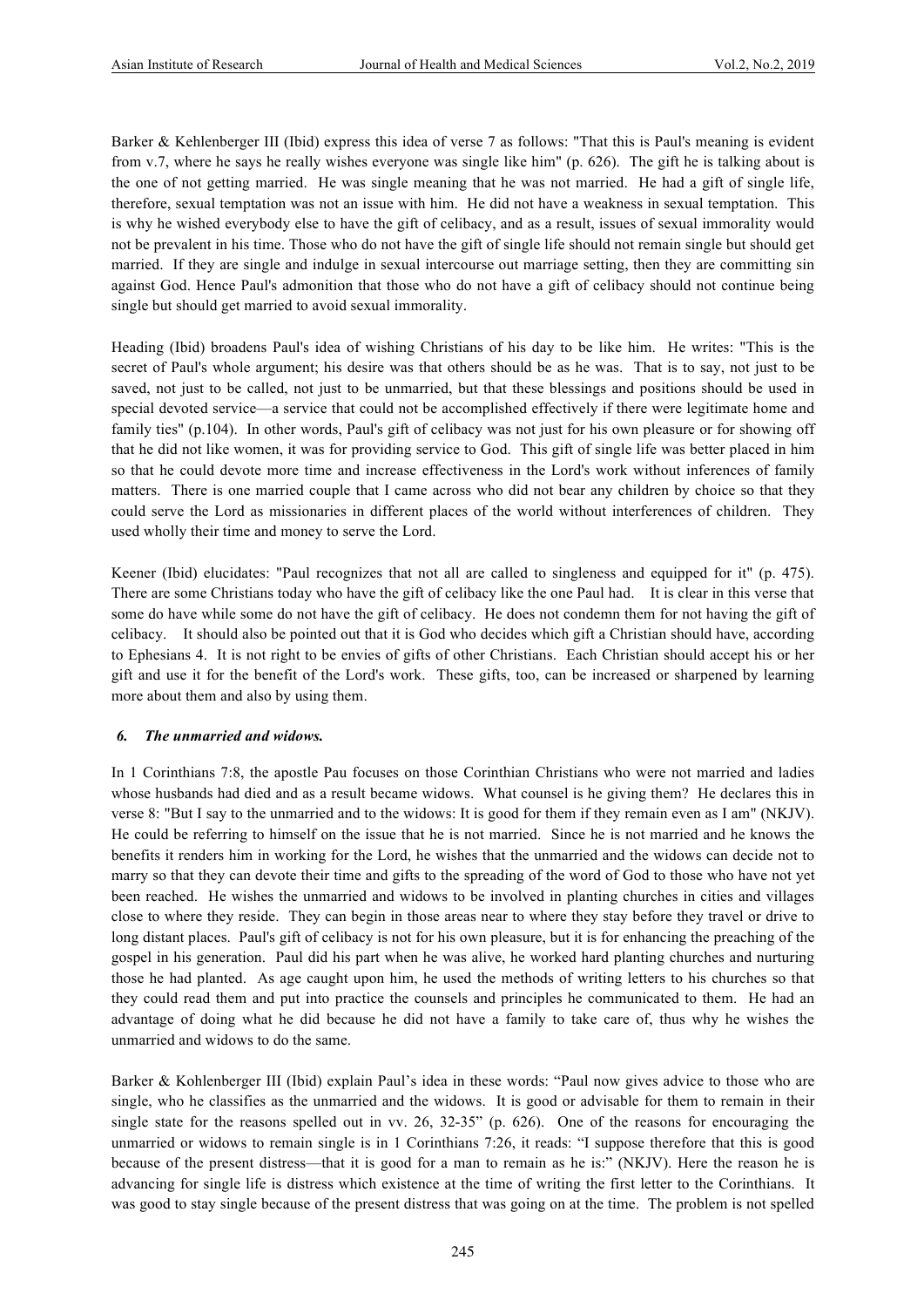Barker & Kehlenberger III (Ibid) express this idea of verse 7 as follows: "That this is Paul's meaning is evident from v.7, where he says he really wishes everyone was single like him" (p. 626). The gift he is talking about is the one of not getting married. He was single meaning that he was not married. He had a gift of single life, therefore, sexual temptation was not an issue with him. He did not have a weakness in sexual temptation. This is why he wished everybody else to have the gift of celibacy, and as a result, issues of sexual immorality would not be prevalent in his time. Those who do not have the gift of single life should not remain single but should get married. If they are single and indulge in sexual intercourse out marriage setting, then they are committing sin against God. Hence Paul's admonition that those who do not have a gift of celibacy should not continue being single but should get married to avoid sexual immorality.

Heading (Ibid) broadens Paul's idea of wishing Christians of his day to be like him. He writes: "This is the secret of Paul's whole argument; his desire was that others should be as he was. That is to say, not just to be saved, not just to be called, not just to be unmarried, but that these blessings and positions should be used in special devoted service—a service that could not be accomplished effectively if there were legitimate home and family ties" (p.104). In other words, Paul's gift of celibacy was not just for his own pleasure or for showing off that he did not like women, it was for providing service to God. This gift of single life was better placed in him so that he could devote more time and increase effectiveness in the Lord's work without inferences of family matters. There is one married couple that I came across who did not bear any children by choice so that they could serve the Lord as missionaries in different places of the world without interferences of children. They used wholly their time and money to serve the Lord.

Keener (Ibid) elucidates: "Paul recognizes that not all are called to singleness and equipped for it" (p. 475). There are some Christians today who have the gift of celibacy like the one Paul had. It is clear in this verse that some do have while some do not have the gift of celibacy. He does not condemn them for not having the gift of celibacy. It should also be pointed out that it is God who decides which gift a Christian should have, according to Ephesians 4. It is not right to be envies of gifts of other Christians. Each Christian should accept his or her gift and use it for the benefit of the Lord's work. These gifts, too, can be increased or sharpened by learning more about them and also by using them.

### *6. The unmarried and widows.*

In 1 Corinthians 7:8, the apostle Pau focuses on those Corinthian Christians who were not married and ladies whose husbands had died and as a result became widows. What counsel is he giving them? He declares this in verse 8: "But I say to the unmarried and to the widows: It is good for them if they remain even as I am" (NKJV). He could be referring to himself on the issue that he is not married. Since he is not married and he knows the benefits it renders him in working for the Lord, he wishes that the unmarried and the widows can decide not to marry so that they can devote their time and gifts to the spreading of the word of God to those who have not yet been reached. He wishes the unmarried and widows to be involved in planting churches in cities and villages close to where they reside. They can begin in those areas near to where they stay before they travel or drive to long distant places. Paul's gift of celibacy is not for his own pleasure, but it is for enhancing the preaching of the gospel in his generation. Paul did his part when he was alive, he worked hard planting churches and nurturing those he had planted. As age caught upon him, he used the methods of writing letters to his churches so that they could read them and put into practice the counsels and principles he communicated to them. He had an advantage of doing what he did because he did not have a family to take care of, thus why he wishes the unmarried and widows to do the same.

Barker & Kohlenberger III (Ibid) explain Paul's idea in these words: "Paul now gives advice to those who are single, who he classifies as the unmarried and the widows. It is good or advisable for them to remain in their single state for the reasons spelled out in vv. 26, 32-35" (p. 626). One of the reasons for encouraging the unmarried or widows to remain single is in 1 Corinthians 7:26, it reads: "I suppose therefore that this is good because of the present distress—that it is good for a man to remain as he is:" (NKJV). Here the reason he is advancing for single life is distress which existence at the time of writing the first letter to the Corinthians. It was good to stay single because of the present distress that was going on at the time. The problem is not spelled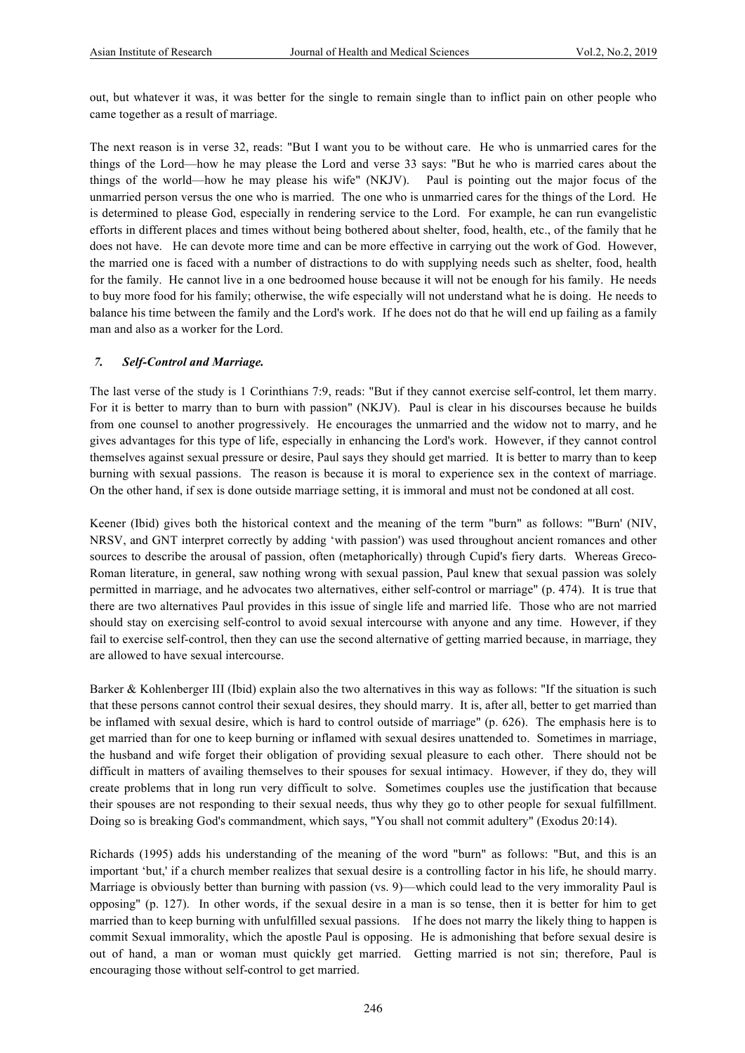out, but whatever it was, it was better for the single to remain single than to inflict pain on other people who came together as a result of marriage.

The next reason is in verse 32, reads: "But I want you to be without care. He who is unmarried cares for the things of the Lord—how he may please the Lord and verse 33 says: "But he who is married cares about the things of the world—how he may please his wife" (NKJV). Paul is pointing out the major focus of the unmarried person versus the one who is married. The one who is unmarried cares for the things of the Lord. He is determined to please God, especially in rendering service to the Lord. For example, he can run evangelistic efforts in different places and times without being bothered about shelter, food, health, etc., of the family that he does not have. He can devote more time and can be more effective in carrying out the work of God. However, the married one is faced with a number of distractions to do with supplying needs such as shelter, food, health for the family. He cannot live in a one bedroomed house because it will not be enough for his family. He needs to buy more food for his family; otherwise, the wife especially will not understand what he is doing. He needs to balance his time between the family and the Lord's work. If he does not do that he will end up failing as a family man and also as a worker for the Lord.

### *7. Self-Control and Marriage.*

The last verse of the study is 1 Corinthians 7:9, reads: "But if they cannot exercise self-control, let them marry. For it is better to marry than to burn with passion" (NKJV). Paul is clear in his discourses because he builds from one counsel to another progressively. He encourages the unmarried and the widow not to marry, and he gives advantages for this type of life, especially in enhancing the Lord's work. However, if they cannot control themselves against sexual pressure or desire, Paul says they should get married. It is better to marry than to keep burning with sexual passions. The reason is because it is moral to experience sex in the context of marriage. On the other hand, if sex is done outside marriage setting, it is immoral and must not be condoned at all cost.

Keener (Ibid) gives both the historical context and the meaning of the term "burn" as follows: "'Burn' (NIV, NRSV, and GNT interpret correctly by adding 'with passion') was used throughout ancient romances and other sources to describe the arousal of passion, often (metaphorically) through Cupid's fiery darts. Whereas Greco-Roman literature, in general, saw nothing wrong with sexual passion, Paul knew that sexual passion was solely permitted in marriage, and he advocates two alternatives, either self-control or marriage" (p. 474). It is true that there are two alternatives Paul provides in this issue of single life and married life. Those who are not married should stay on exercising self-control to avoid sexual intercourse with anyone and any time. However, if they fail to exercise self-control, then they can use the second alternative of getting married because, in marriage, they are allowed to have sexual intercourse.

Barker & Kohlenberger III (Ibid) explain also the two alternatives in this way as follows: "If the situation is such that these persons cannot control their sexual desires, they should marry. It is, after all, better to get married than be inflamed with sexual desire, which is hard to control outside of marriage" (p. 626). The emphasis here is to get married than for one to keep burning or inflamed with sexual desires unattended to. Sometimes in marriage, the husband and wife forget their obligation of providing sexual pleasure to each other. There should not be difficult in matters of availing themselves to their spouses for sexual intimacy. However, if they do, they will create problems that in long run very difficult to solve. Sometimes couples use the justification that because their spouses are not responding to their sexual needs, thus why they go to other people for sexual fulfillment. Doing so is breaking God's commandment, which says, "You shall not commit adultery" (Exodus 20:14).

Richards (1995) adds his understanding of the meaning of the word "burn" as follows: "But, and this is an important 'but,' if a church member realizes that sexual desire is a controlling factor in his life, he should marry. Marriage is obviously better than burning with passion (vs. 9)—which could lead to the very immorality Paul is opposing" (p. 127). In other words, if the sexual desire in a man is so tense, then it is better for him to get married than to keep burning with unfulfilled sexual passions. If he does not marry the likely thing to happen is commit Sexual immorality, which the apostle Paul is opposing. He is admonishing that before sexual desire is out of hand, a man or woman must quickly get married. Getting married is not sin; therefore, Paul is encouraging those without self-control to get married.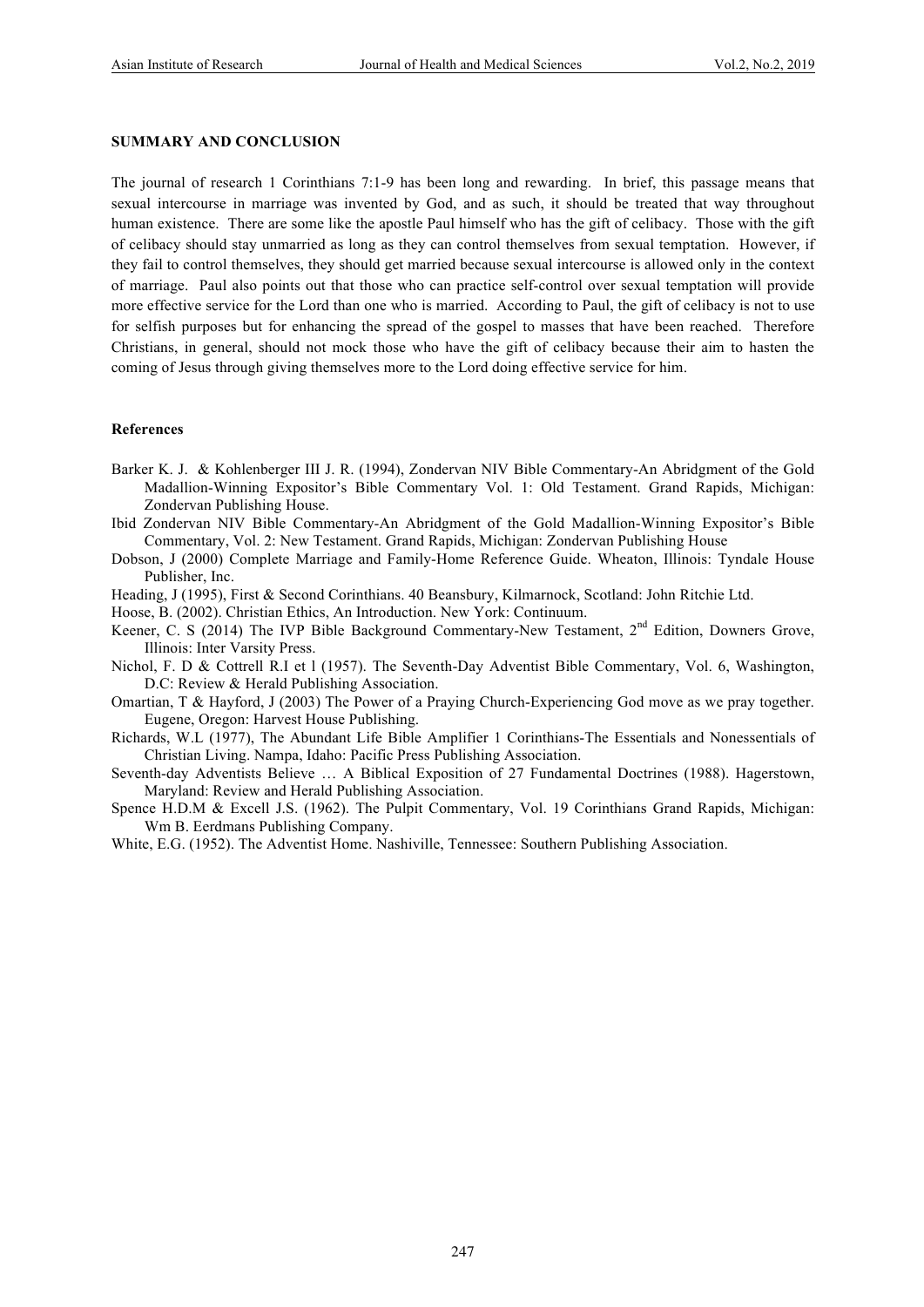**SUMMARY AND CONCLUSION**

The journal of research 1 Corinthians 7:1-9 has been long and rewarding. In brief, this passage means that sexual intercourse in marriage was invented by God, and as such, it should be treated that way throughout human existence. There are some like the apostle Paul himself who has the gift of celibacy. Those with the gift of celibacy should stay unmarried as long as they can control themselves from sexual temptation. However, if they fail to control themselves, they should get married because sexual intercourse is allowed only in the context of marriage. Paul also points out that those who can practice self-control over sexual temptation will provide more effective service for the Lord than one who is married. According to Paul, the gift of celibacy is not to use for selfish purposes but for enhancing the spread of the gospel to masses that have been reached. Therefore Christians, in general, should not mock those who have the gift of celibacy because their aim to hasten the coming of Jesus through giving themselves more to the Lord doing effective service for him.

**References**

Barker K. J. & Kohlenberger III J. R. (1994), Zondervan NIV Bible Commentary-An Abridgment of the Gold Madallion-Winning Expositor's Bible Commentary Vol. 1: Old Testament. Grand Rapids, Michigan: Zondervan Publishing House.

Ibid Zondervan NIV Bible Commentary-An Abridgment of the Gold Madallion-Winning Expositor's Bible Commentary, Vol. 2: New Testament. Grand Rapids, Michigan: Zondervan Publishing House

Dobson, J (2000) Complete Marriage and Family-Home Reference Guide. Wheaton, Illinois: Tyndale House Publisher, Inc.

Heading, J (1995), First & Second Corinthians. 40 Beansbury, Kilmarnock, Scotland: John Ritchie Ltd.

Hoose, B. (2002). Christian Ethics, An Introduction. New York: Continuum.

Keener, C. S (2014) The IVP Bible Background Commentary-New Testament, 2nd Edition, Downers Grove, Illinois: Inter Varsity Press.

Nichol, F. D & Cottrell R.I et l (1957). The Seventh-Day Adventist Bible Commentary, Vol. 6, Washington, D.C: Review & Herald Publishing Association.

Omartian, T & Hayford, J (2003) The Power of a Praying Church-Experiencing God move as we pray together. Eugene, Oregon: Harvest House Publishing.

Richards, W.L (1977), The Abundant Life Bible Amplifier 1 Corinthians-The Essentials and Nonessentials of Christian Living. Nampa, Idaho: Pacific Press Publishing Association.

Seventh-day Adventists Believe … A Biblical Exposition of 27 Fundamental Doctrines (1988). Hagerstown, Maryland: Review and Herald Publishing Association.

Spence H.D.M & Excell J.S. (1962). The Pulpit Commentary, Vol. 19 Corinthians Grand Rapids, Michigan: Wm B. Eerdmans Publishing Company.

White, E.G. (1952). The Adventist Home. Nashiville, Tennessee: Southern Publishing Association.